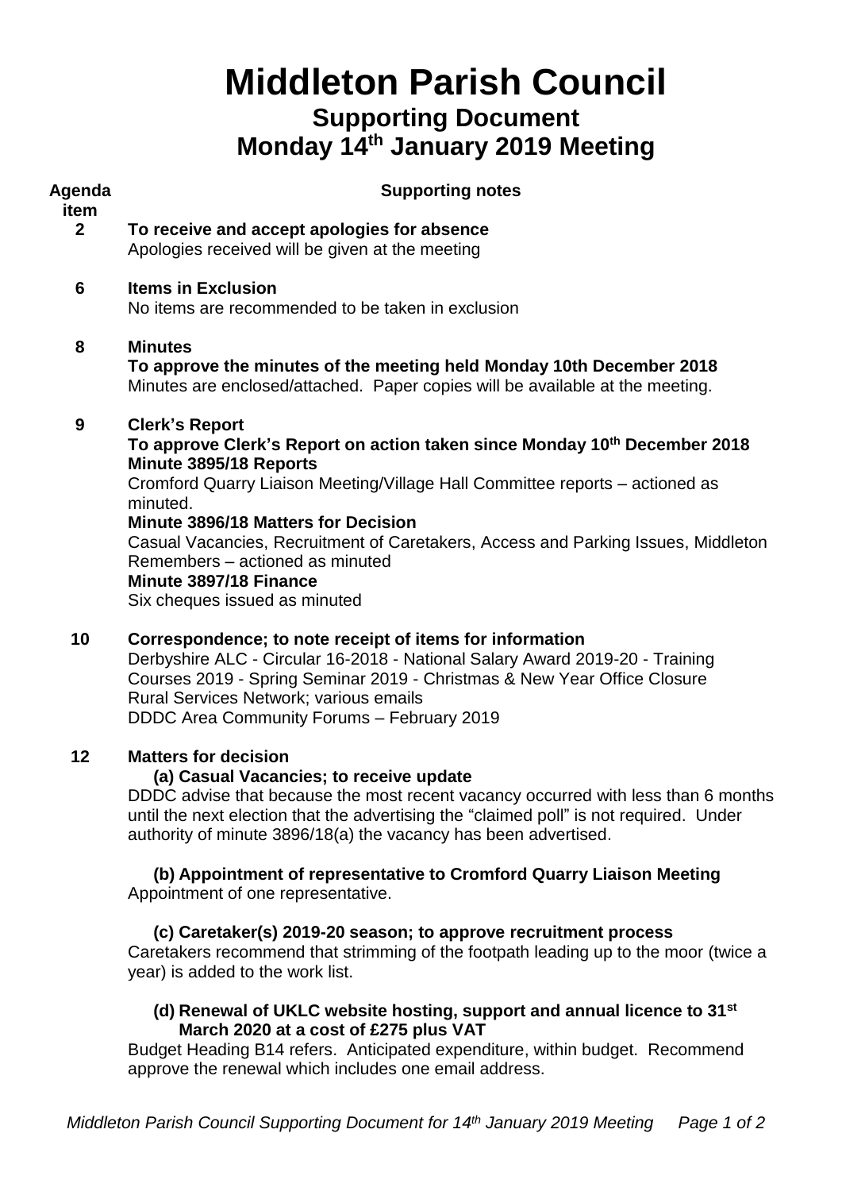# Middleton Parish Council

## Supporting Document

## Monday 14th January 2019 Meeting

| Agenda item | Supporting notes |
|---|---|
| **2** | **To receive and accept apologies for absence**<br>Apologies received will be given at the meeting |
| **6** | **Items in Exclusion**<br>No items are recommended to be taken in exclusion |
| **8** | **Minutes**<br>**To approve the minutes of the meeting held Monday 10th December 2018**<br>Minutes are enclosed/attached. Paper copies will be available at the meeting. |
| **9** | **Clerk's Report**<br>**To approve Clerk's Report on action taken since Monday 10th December 2018**<br>**Minute 3895/18 Reports**<br>Cromford Quarry Liaison Meeting/Village Hall Committee reports – actioned as minuted.<br>**Minute 3896/18 Matters for Decision**<br>Casual Vacancies, Recruitment of Caretakers, Access and Parking Issues, Middleton Remembers – actioned as minuted<br>**Minute 3897/18 Finance**<br>Six cheques issued as minuted |
| **10** | **Correspondence; to note receipt of items for information**<br>Derbyshire ALC - Circular 16-2018 - National Salary Award 2019-20 - Training Courses 2019 - Spring Seminar 2019 - Christmas & New Year Office Closure<br>Rural Services Network; various emails<br>DDDC Area Community Forums – February 2019 |
| **12** | **Matters for decision**<br>**(a) Casual Vacancies; to receive update**<br>DDDC advise that because the most recent vacancy occurred with less than 6 months until the next election that the advertising the "claimed poll" is not required. Under authority of minute 3896/18(a) the vacancy has been advertised.<br><br>**(b) Appointment of representative to Cromford Quarry Liaison Meeting**<br>Appointment of one representative.<br><br>**(c) Caretaker(s) 2019-20 season; to approve recruitment process**<br>Caretakers recommend that strimming of the footpath leading up to the moor (twice a year) is added to the work list.<br><br>**(d) Renewal of UKLC website hosting, support and annual licence to 31st March 2020 at a cost of £275 plus VAT**<br>Budget Heading B14 refers. Anticipated expenditure, within budget. Recommend approve the renewal which includes one email address. |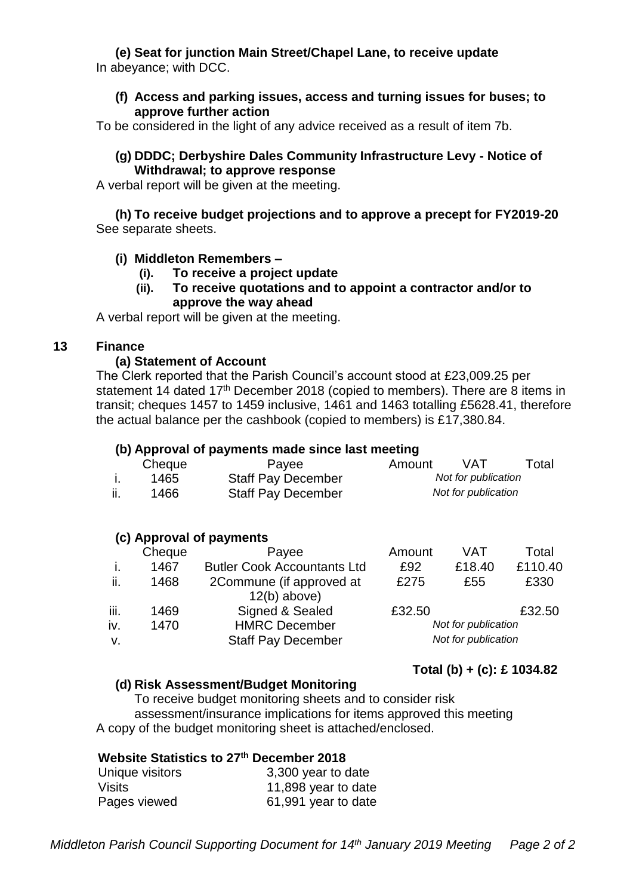**(e) Seat for junction Main Street/Chapel Lane, to receive update**

In abeyance; with DCC.

**(f) Access and parking issues, access and turning issues for buses; to approve further action**

To be considered in the light of any advice received as a result of item 7b.

**(g) DDDC; Derbyshire Dales Community Infrastructure Levy - Notice of Withdrawal; to approve response**

A verbal report will be given at the meeting.

**(h) To receive budget projections and to approve a precept for FY2019-20**

See separate sheets.

**(i) Middleton Remembers –**

- **(i). To receive a project update**
- **(ii). To receive quotations and to appoint a contractor and/or to approve the way ahead**

A verbal report will be given at the meeting.

## 13 Finance

**(a) Statement of Account**

The Clerk reported that the Parish Council's account stood at £23,009.25 per statement 14 dated 17th December 2018 (copied to members). There are 8 items in transit; cheques 1457 to 1459 inclusive, 1461 and 1463 totalling £5628.41, therefore the actual balance per the cashbook (copied to members) is £17,380.84.

**(b) Approval of payments made since last meeting**

| | Cheque | Payee | Amount | VAT | Total |
|---|---|---|---|---|---|
| i. | 1465 | Staff Pay December | *Not for publication* | | |
| ii. | 1466 | Staff Pay December | *Not for publication* | | |

**(c) Approval of payments**

| | Cheque | Payee | Amount | VAT | Total |
|---|---|---|---|---|---|
| i. | 1467 | Butler Cook Accountants Ltd | £92 | £18.40 | £110.40 |
| ii. | 1468 | 2Commune (if approved at 12(b) above) | £275 | £55 | £330 |
| iii. | 1469 | Signed & Sealed | £32.50 | | £32.50 |
| iv. | 1470 | HMRC December | *Not for publication* | | |
| v. | | Staff Pay December | *Not for publication* | | |

**Total (b) + (c): £ 1034.82**

**(d) Risk Assessment/Budget Monitoring**

To receive budget monitoring sheets and to consider risk assessment/insurance implications for items approved this meeting

A copy of the budget monitoring sheet is attached/enclosed.

**Website Statistics to 27th December 2018**

| | |
|---|---|
| Unique visitors | 3,300 year to date |
| Visits | 11,898 year to date |
| Pages viewed | 61,991 year to date |